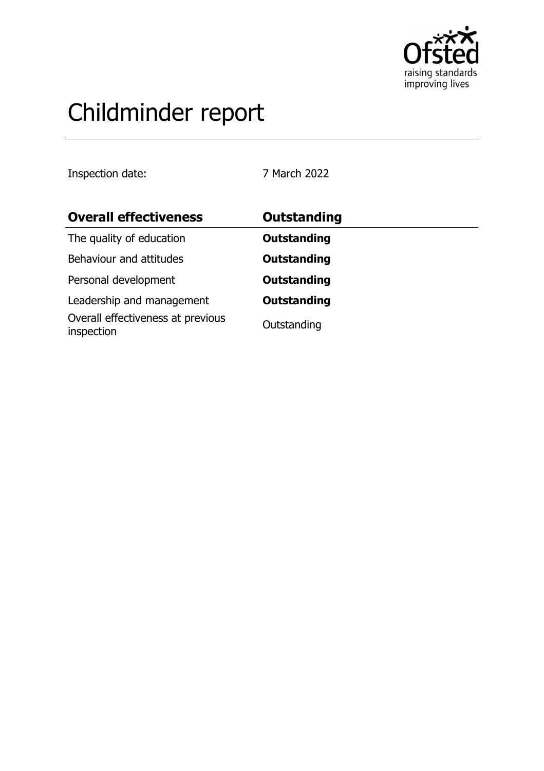# Childminder report

Inspection date: 7 March 2022

| Overall effectiveness | Outstanding |
|---|---|
| The quality of education | **Outstanding** |
| Behaviour and attitudes | **Outstanding** |
| Personal development | **Outstanding** |
| Leadership and management | **Outstanding** |
| Overall effectiveness at previous inspection | Outstanding |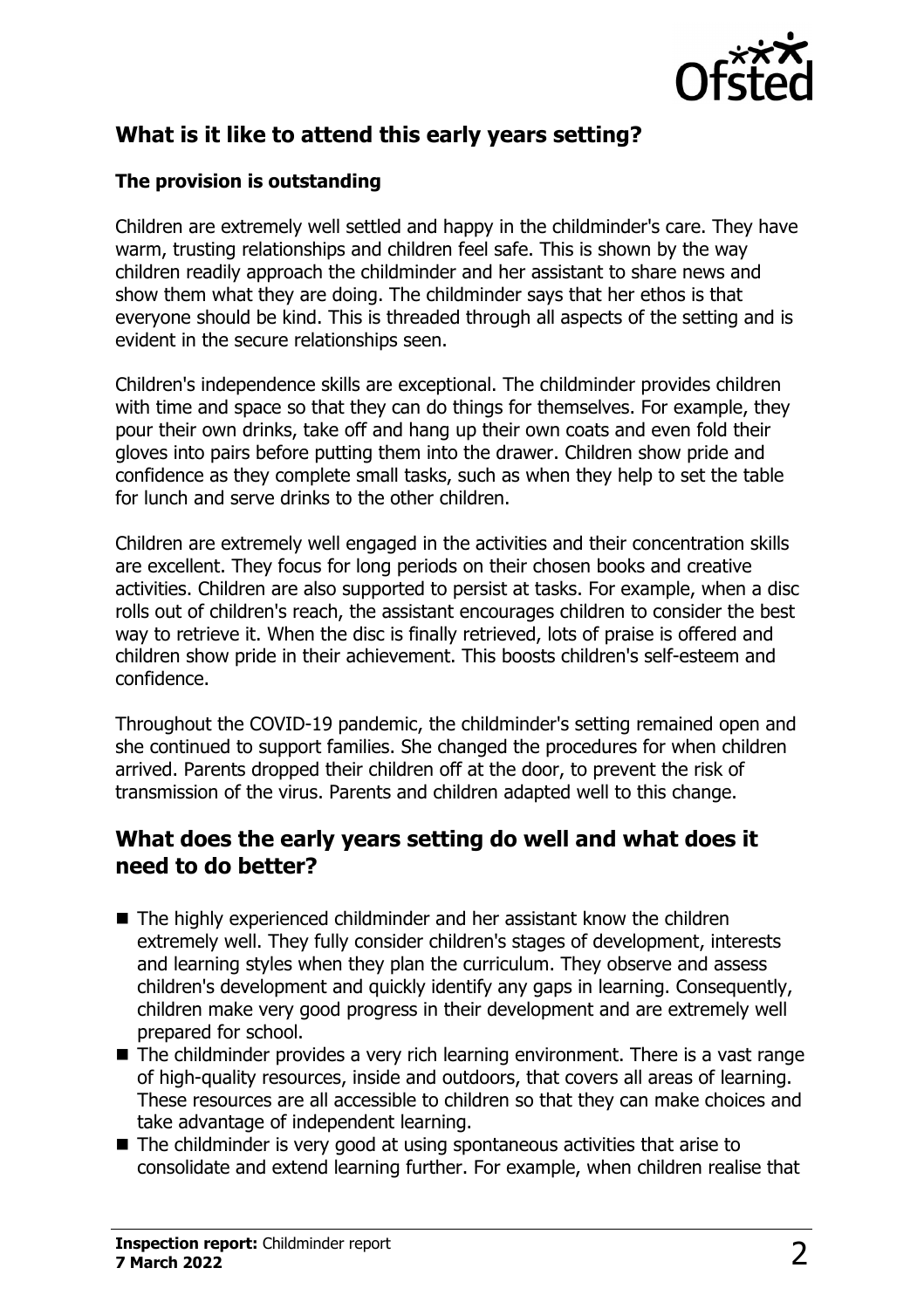## What is it like to attend this early years setting?

### The provision is outstanding

Children are extremely well settled and happy in the childminder's care. They have warm, trusting relationships and children feel safe. This is shown by the way children readily approach the childminder and her assistant to share news and show them what they are doing. The childminder says that her ethos is that everyone should be kind. This is threaded through all aspects of the setting and is evident in the secure relationships seen.

Children's independence skills are exceptional. The childminder provides children with time and space so that they can do things for themselves. For example, they pour their own drinks, take off and hang up their own coats and even fold their gloves into pairs before putting them into the drawer. Children show pride and confidence as they complete small tasks, such as when they help to set the table for lunch and serve drinks to the other children.

Children are extremely well engaged in the activities and their concentration skills are excellent. They focus for long periods on their chosen books and creative activities. Children are also supported to persist at tasks. For example, when a disc rolls out of children's reach, the assistant encourages children to consider the best way to retrieve it. When the disc is finally retrieved, lots of praise is offered and children show pride in their achievement. This boosts children's self-esteem and confidence.

Throughout the COVID-19 pandemic, the childminder's setting remained open and she continued to support families. She changed the procedures for when children arrived. Parents dropped their children off at the door, to prevent the risk of transmission of the virus. Parents and children adapted well to this change.

## What does the early years setting do well and what does it need to do better?

- The highly experienced childminder and her assistant know the children extremely well. They fully consider children's stages of development, interests and learning styles when they plan the curriculum. They observe and assess children's development and quickly identify any gaps in learning. Consequently, children make very good progress in their development and are extremely well prepared for school.
- The childminder provides a very rich learning environment. There is a vast range of high-quality resources, inside and outdoors, that covers all areas of learning. These resources are all accessible to children so that they can make choices and take advantage of independent learning.
- The childminder is very good at using spontaneous activities that arise to consolidate and extend learning further. For example, when children realise that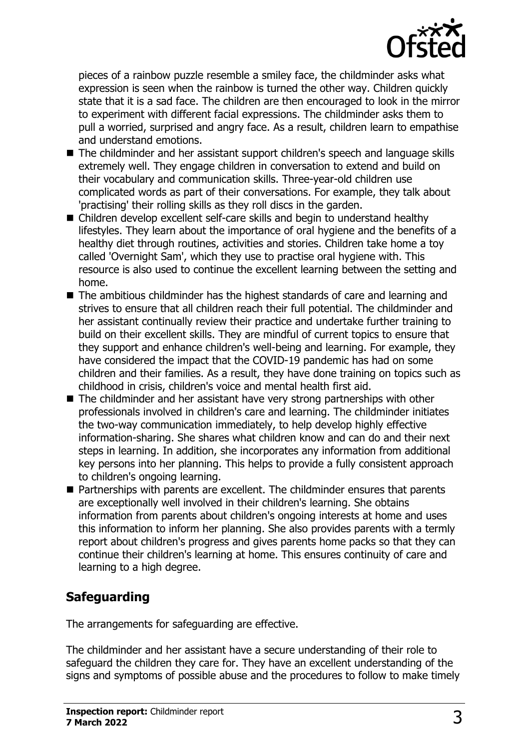pieces of a rainbow puzzle resemble a smiley face, the childminder asks what expression is seen when the rainbow is turned the other way. Children quickly state that it is a sad face. The children are then encouraged to look in the mirror to experiment with different facial expressions. The childminder asks them to pull a worried, surprised and angry face. As a result, children learn to empathise and understand emotions.

- The childminder and her assistant support children's speech and language skills extremely well. They engage children in conversation to extend and build on their vocabulary and communication skills. Three-year-old children use complicated words as part of their conversations. For example, they talk about 'practising' their rolling skills as they roll discs in the garden.
- Children develop excellent self-care skills and begin to understand healthy lifestyles. They learn about the importance of oral hygiene and the benefits of a healthy diet through routines, activities and stories. Children take home a toy called 'Overnight Sam', which they use to practise oral hygiene with. This resource is also used to continue the excellent learning between the setting and home.
- The ambitious childminder has the highest standards of care and learning and strives to ensure that all children reach their full potential. The childminder and her assistant continually review their practice and undertake further training to build on their excellent skills. They are mindful of current topics to ensure that they support and enhance children's well-being and learning. For example, they have considered the impact that the COVID-19 pandemic has had on some children and their families. As a result, they have done training on topics such as childhood in crisis, children's voice and mental health first aid.
- The childminder and her assistant have very strong partnerships with other professionals involved in children's care and learning. The childminder initiates the two-way communication immediately, to help develop highly effective information-sharing. She shares what children know and can do and their next steps in learning. In addition, she incorporates any information from additional key persons into her planning. This helps to provide a fully consistent approach to children's ongoing learning.
- Partnerships with parents are excellent. The childminder ensures that parents are exceptionally well involved in their children's learning. She obtains information from parents about children's ongoing interests at home and uses this information to inform her planning. She also provides parents with a termly report about children's progress and gives parents home packs so that they can continue their children's learning at home. This ensures continuity of care and learning to a high degree.

## Safeguarding

The arrangements for safeguarding are effective.

The childminder and her assistant have a secure understanding of their role to safeguard the children they care for. They have an excellent understanding of the signs and symptoms of possible abuse and the procedures to follow to make timely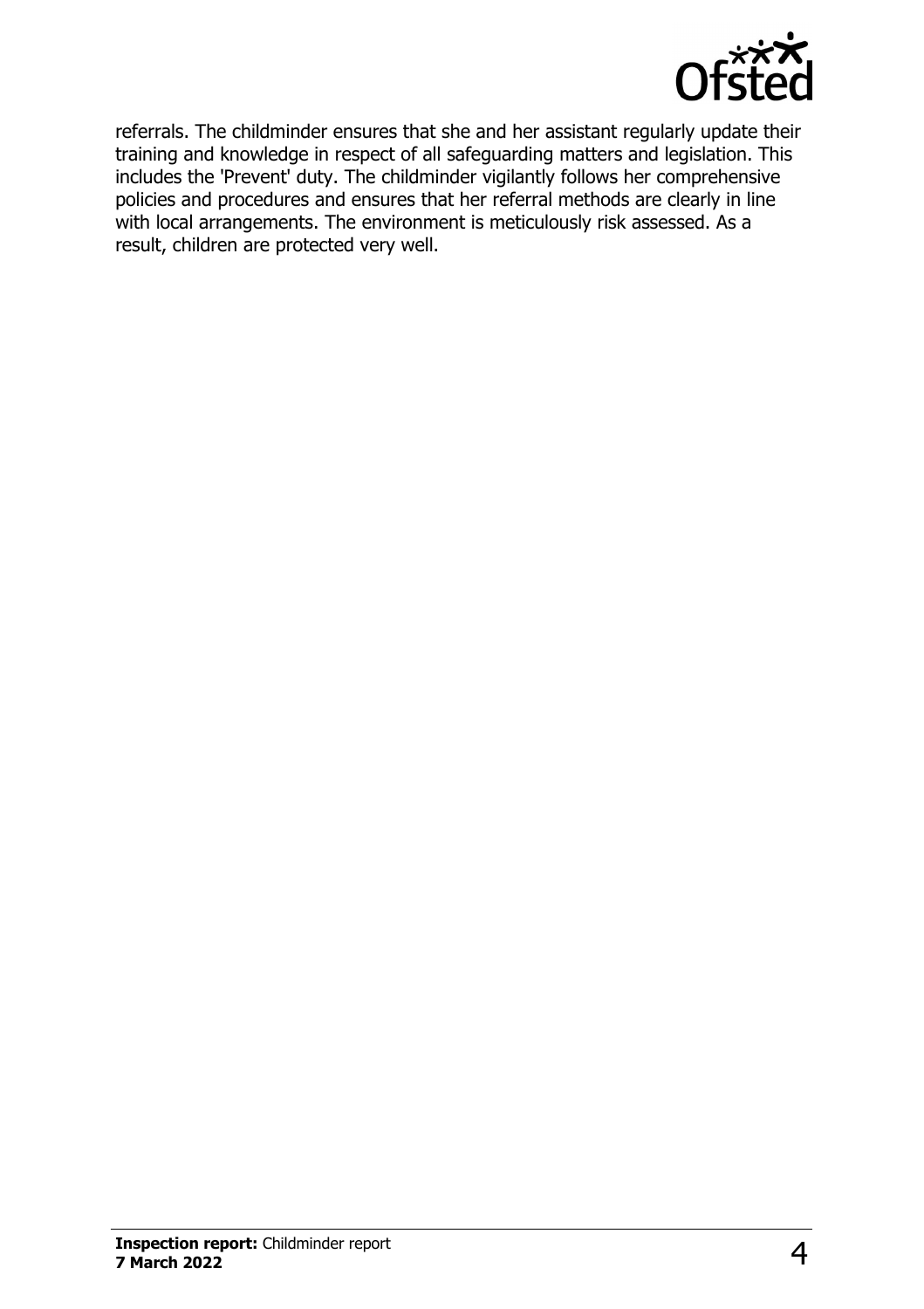referrals. The childminder ensures that she and her assistant regularly update their training and knowledge in respect of all safeguarding matters and legislation. This includes the 'Prevent' duty. The childminder vigilantly follows her comprehensive policies and procedures and ensures that her referral methods are clearly in line with local arrangements. The environment is meticulously risk assessed. As a result, children are protected very well.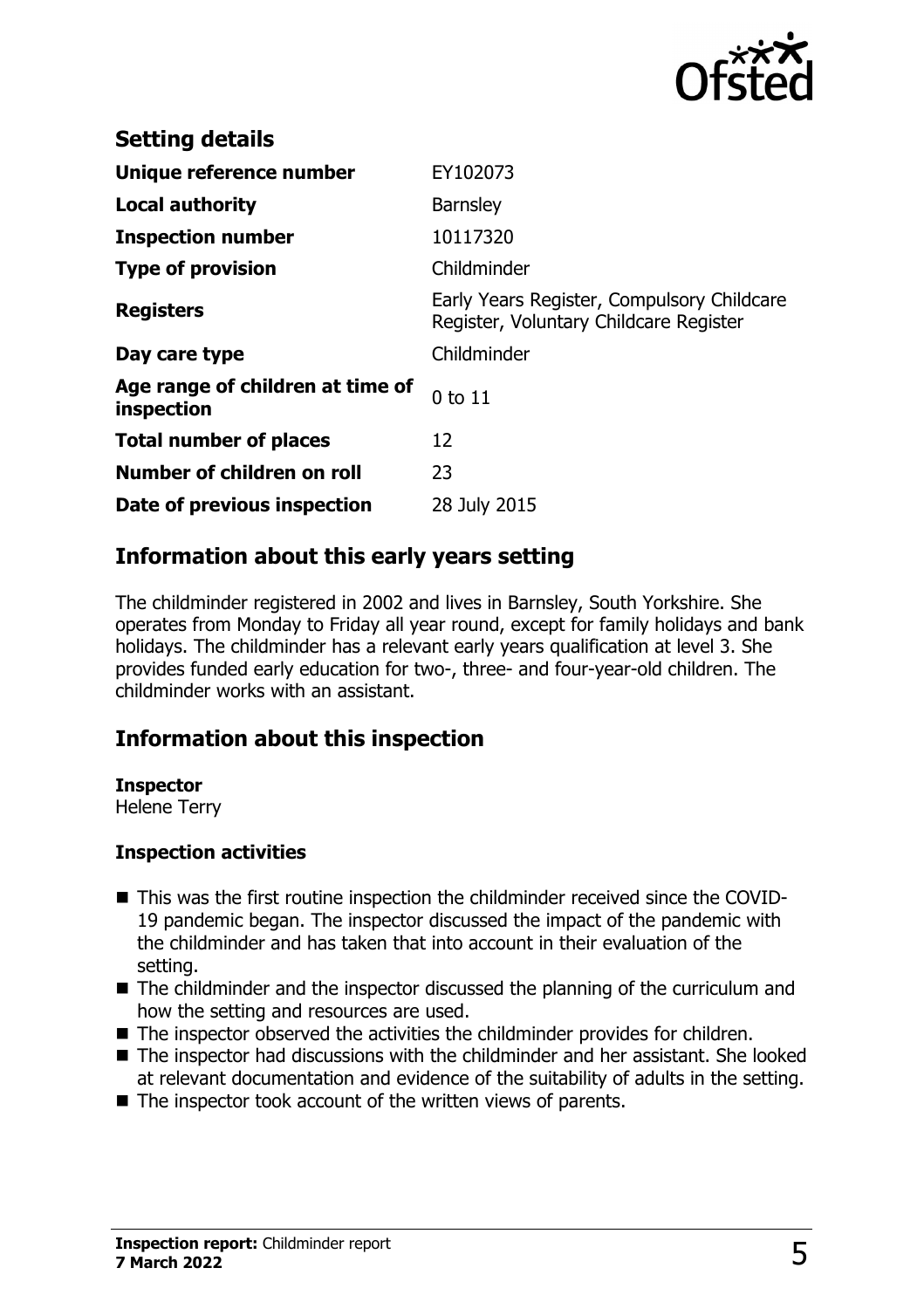## Setting details

| | |
|---|---|
| **Unique reference number** | EY102073 |
| **Local authority** | Barnsley |
| **Inspection number** | 10117320 |
| **Type of provision** | Childminder |
| **Registers** | Early Years Register, Compulsory Childcare Register, Voluntary Childcare Register |
| **Day care type** | Childminder |
| **Age range of children at time of inspection** | 0 to 11 |
| **Total number of places** | 12 |
| **Number of children on roll** | 23 |
| **Date of previous inspection** | 28 July 2015 |

## Information about this early years setting

The childminder registered in 2002 and lives in Barnsley, South Yorkshire. She operates from Monday to Friday all year round, except for family holidays and bank holidays. The childminder has a relevant early years qualification at level 3. She provides funded early education for two-, three- and four-year-old children. The childminder works with an assistant.

## Information about this inspection

**Inspector**
Helene Terry

**Inspection activities**

- This was the first routine inspection the childminder received since the COVID-19 pandemic began. The inspector discussed the impact of the pandemic with the childminder and has taken that into account in their evaluation of the setting.
- The childminder and the inspector discussed the planning of the curriculum and how the setting and resources are used.
- The inspector observed the activities the childminder provides for children.
- The inspector had discussions with the childminder and her assistant. She looked at relevant documentation and evidence of the suitability of adults in the setting.
- The inspector took account of the written views of parents.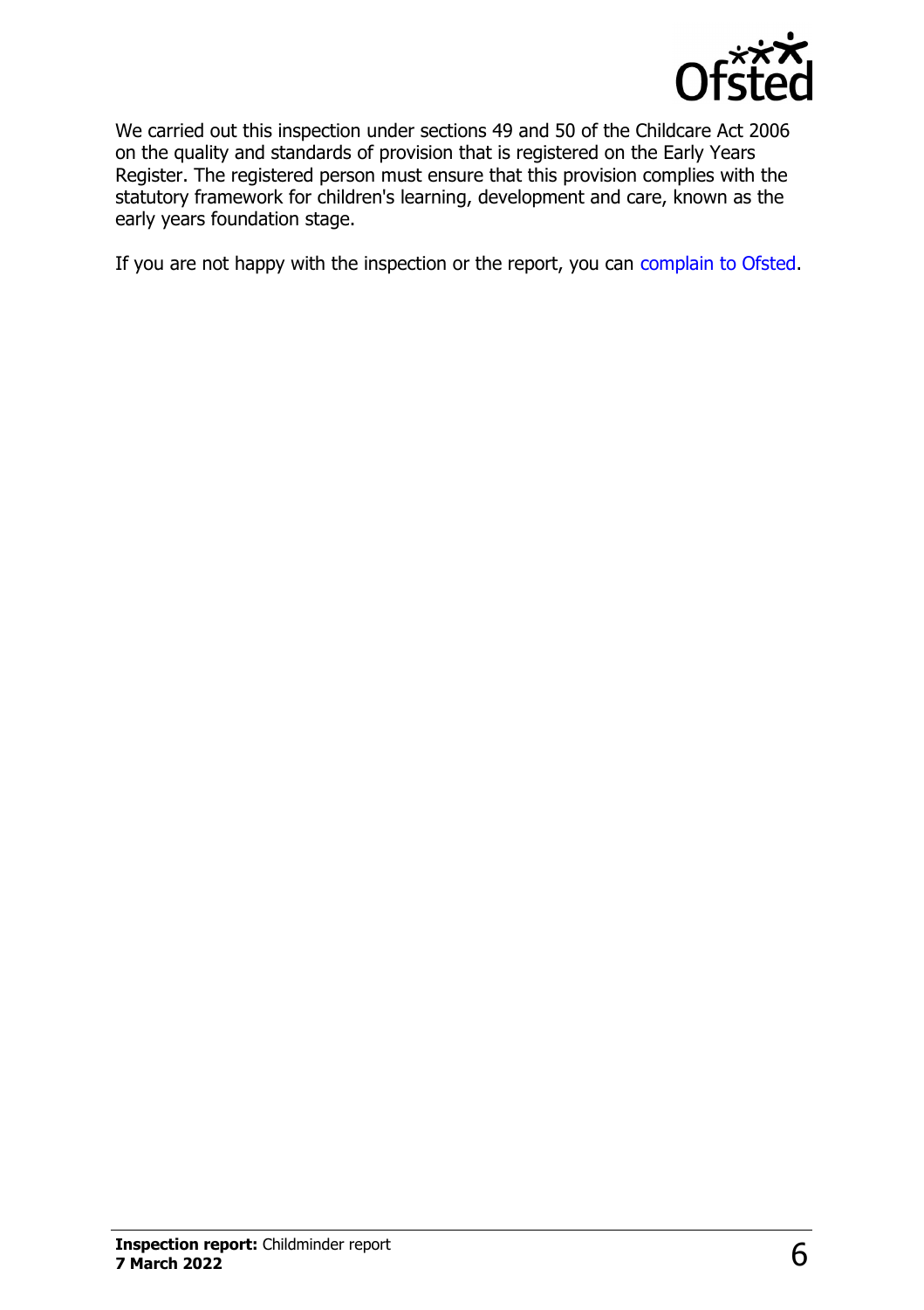We carried out this inspection under sections 49 and 50 of the Childcare Act 2006 on the quality and standards of provision that is registered on the Early Years Register. The registered person must ensure that this provision complies with the statutory framework for children's learning, development and care, known as the early years foundation stage.

If you are not happy with the inspection or the report, you can complain to Ofsted.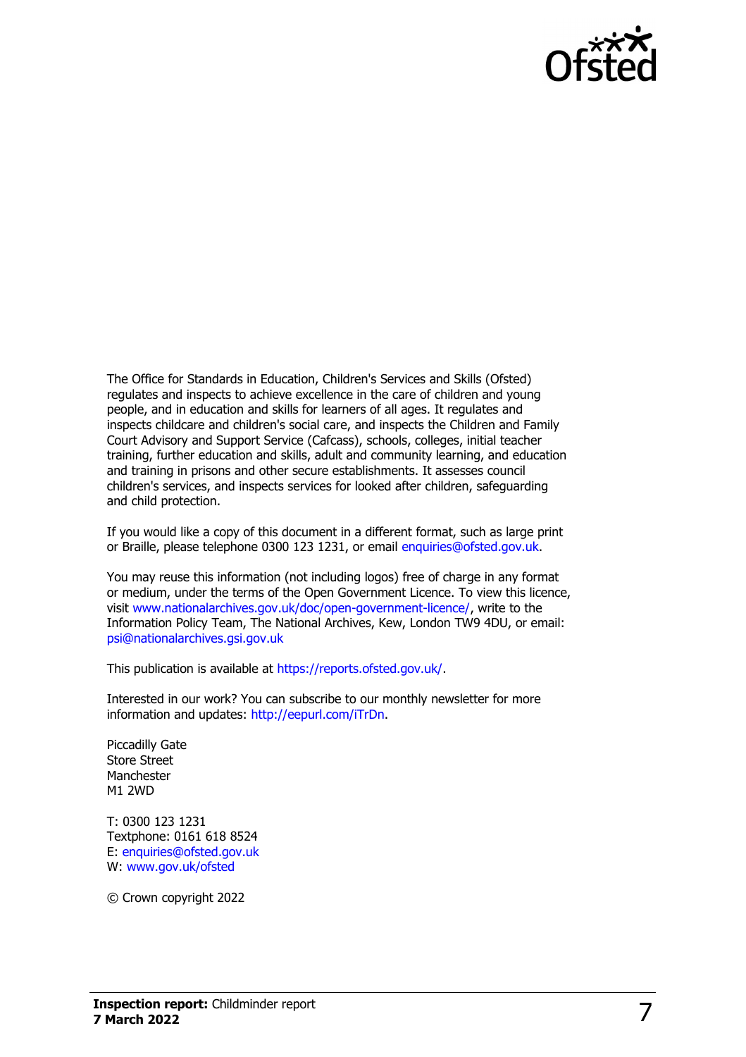The Office for Standards in Education, Children's Services and Skills (Ofsted) regulates and inspects to achieve excellence in the care of children and young people, and in education and skills for learners of all ages. It regulates and inspects childcare and children's social care, and inspects the Children and Family Court Advisory and Support Service (Cafcass), schools, colleges, initial teacher training, further education and skills, adult and community learning, and education and training in prisons and other secure establishments. It assesses council children's services, and inspects services for looked after children, safeguarding and child protection.

If you would like a copy of this document in a different format, such as large print or Braille, please telephone 0300 123 1231, or email enquiries@ofsted.gov.uk.

You may reuse this information (not including logos) free of charge in any format or medium, under the terms of the Open Government Licence. To view this licence, visit www.nationalarchives.gov.uk/doc/open-government-licence/, write to the Information Policy Team, The National Archives, Kew, London TW9 4DU, or email: psi@nationalarchives.gsi.gov.uk

This publication is available at https://reports.ofsted.gov.uk/.

Interested in our work? You can subscribe to our monthly newsletter for more information and updates: http://eepurl.com/iTrDn.

Piccadilly Gate
Store Street
Manchester
M1 2WD

T: 0300 123 1231
Textphone: 0161 618 8524
E: enquiries@ofsted.gov.uk
W: www.gov.uk/ofsted

© Crown copyright 2022